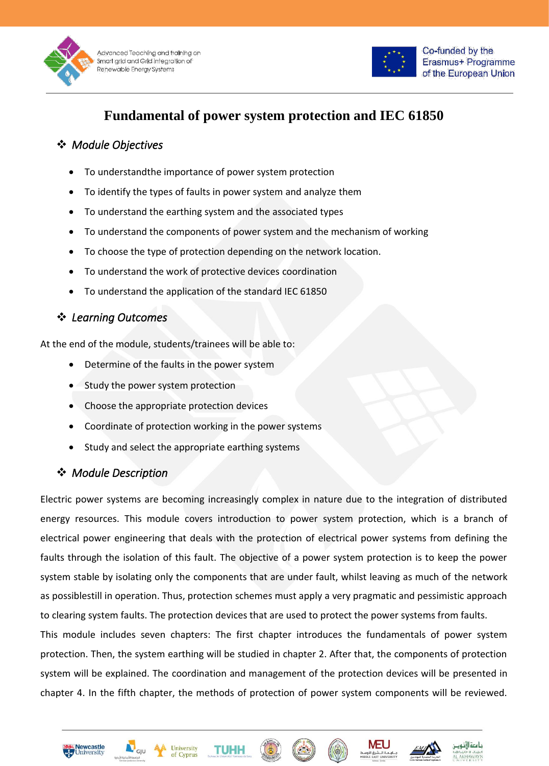# Fundamental of power system protection and IEC 61850

## ❖ *Module Objectives*

- To understandthe importance of power system protection
- To identify the types of faults in power system and analyze them
- To understand the earthing system and the associated types
- To understand the components of power system and the mechanism of working
- To choose the type of protection depending on the network location.
- To understand the work of protective devices coordination
- To understand the application of the standard IEC 61850

## ❖ *Learning Outcomes*

At the end of the module, students/trainees will be able to:

- Determine of the faults in the power system
- Study the power system protection
- Choose the appropriate protection devices
- Coordinate of protection working in the power systems
- Study and select the appropriate earthing systems

## ❖ *Module Description*

Electric power systems are becoming increasingly complex in nature due to the integration of distributed energy resources. This module covers introduction to power system protection, which is a branch of electrical power engineering that deals with the protection of electrical power systems from defining the faults through the isolation of this fault. The objective of a power system protection is to keep the power system stable by isolating only the components that are under fault, whilst leaving as much of the network as possiblestill in operation. Thus, protection schemes must apply a very pragmatic and pessimistic approach to clearing system faults. The protection devices that are used to protect the power systems from faults.

This module includes seven chapters: The first chapter introduces the fundamentals of power system protection. Then, the system earthing will be studied in chapter 2. After that, the components of protection system will be explained. The coordination and management of the protection devices will be presented in chapter 4. In the fifth chapter, the methods of protection of power system components will be reviewed.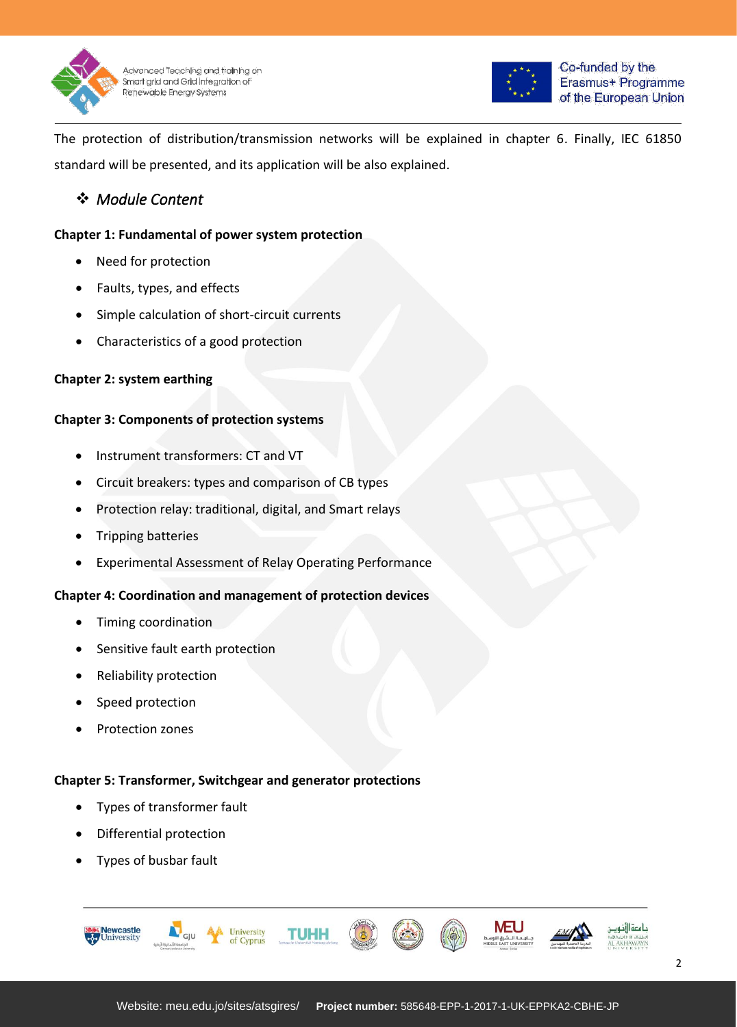The protection of distribution/transmission networks will be explained in chapter 6. Finally, IEC 61850 standard will be presented, and its application will be also explained.

## ❖ *Module Content*

**Chapter 1: Fundamental of power system protection**

- Need for protection
- Faults, types, and effects
- Simple calculation of short-circuit currents
- Characteristics of a good protection

**Chapter 2: system earthing**

**Chapter 3: Components of protection systems**

- Instrument transformers: CT and VT
- Circuit breakers: types and comparison of CB types
- Protection relay: traditional, digital, and Smart relays
- Tripping batteries
- Experimental Assessment of Relay Operating Performance

**Chapter 4: Coordination and management of protection devices**

- Timing coordination
- Sensitive fault earth protection
- Reliability protection
- Speed protection
- Protection zones

**Chapter 5: Transformer, Switchgear and generator protections**

- Types of transformer fault
- Differential protection
- Types of busbar fault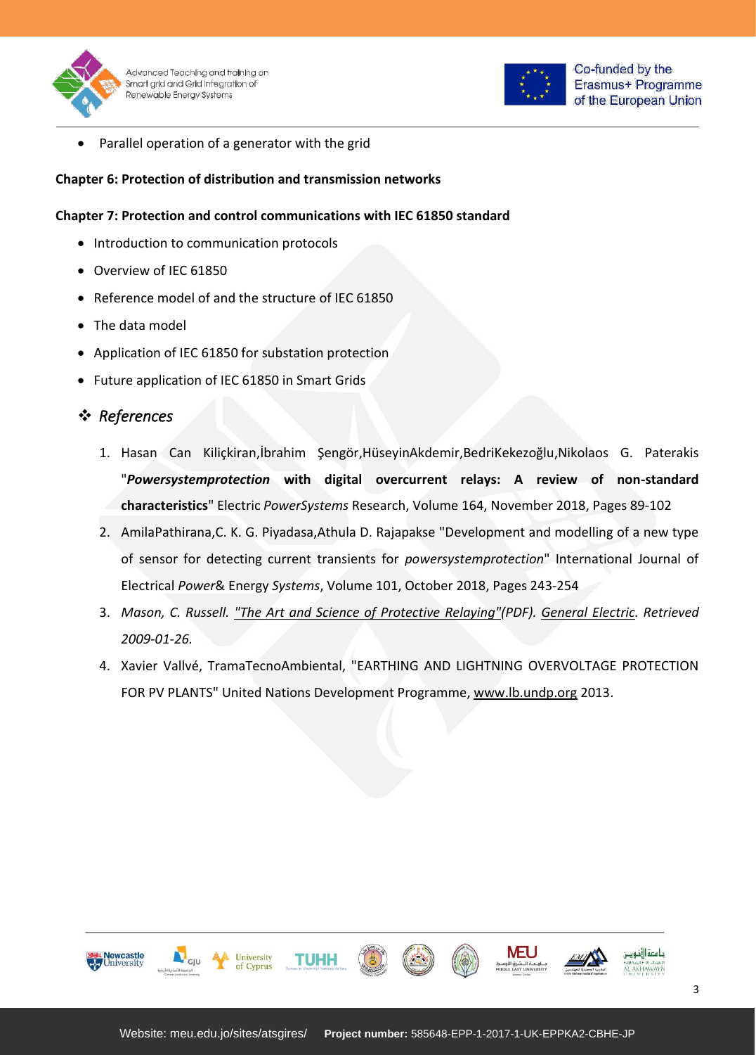- Parallel operation of a generator with the grid

**Chapter 6: Protection of distribution and transmission networks**

**Chapter 7: Protection and control communications with IEC 61850 standard**

- Introduction to communication protocols
- Overview of IEC 61850
- Reference model of and the structure of IEC 61850
- The data model
- Application of IEC 61850 for substation protection
- Future application of IEC 61850 in Smart Grids

## ❖ *References*

1. Hasan Can Kiliçkiran,İbrahim Şengör,HüseyinAkdemir,BedriKekezoğlu,Nikolaos G. Paterakis "***Powersystemprotection* with digital overcurrent relays: A review of non-standard characteristics**" Electric *PowerSystems* Research, Volume 164, November 2018, Pages 89-102
2. AmilaPathirana,C. K. G. Piyadasa,Athula D. Rajapakse "Development and modelling of a new type of sensor for detecting current transients for *powersystemprotection*" International Journal of Electrical *Power*& Energy *Systems*, Volume 101, October 2018, Pages 243-254
3. *Mason, C. Russell. "The Art and Science of Protective Relaying"(PDF). General Electric. Retrieved 2009-01-26.*
4. Xavier Vallvé, TramaTecnoAmbiental, "EARTHING AND LIGHTNING OVERVOLTAGE PROTECTION FOR PV PLANTS" United Nations Development Programme, www.lb.undp.org 2013.